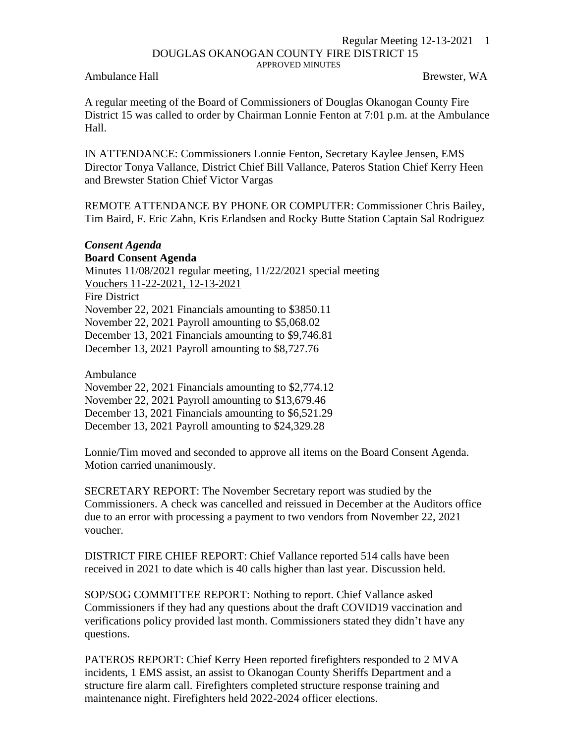# DOUGLAS OKANOGAN COUNTY FIRE DISTRICT 15

APPROVED MINUTES

Ambulance Hall Brewster, WA

A regular meeting of the Board of Commissioners of Douglas Okanogan County Fire District 15 was called to order by Chairman Lonnie Fenton at 7:01 p.m. at the Ambulance Hall.

IN ATTENDANCE: Commissioners Lonnie Fenton, Secretary Kaylee Jensen, EMS Director Tonya Vallance, District Chief Bill Vallance, Pateros Station Chief Kerry Heen and Brewster Station Chief Victor Vargas

REMOTE ATTENDANCE BY PHONE OR COMPUTER: Commissioner Chris Bailey, Tim Baird, F. Eric Zahn, Kris Erlandsen and Rocky Butte Station Captain Sal Rodriguez

***Consent Agenda***

**Board Consent Agenda**

Minutes 11/08/2021 regular meeting, 11/22/2021 special meeting

<u>Vouchers 11-22-2021, 12-13-2021</u>

Fire District

November 22, 2021 Financials amounting to $3850.11

November 22, 2021 Payroll amounting to $5,068.02

December 13, 2021 Financials amounting to $9,746.81

December 13, 2021 Payroll amounting to $8,727.76

Ambulance

November 22, 2021 Financials amounting to $2,774.12

November 22, 2021 Payroll amounting to $13,679.46

December 13, 2021 Financials amounting to $6,521.29

December 13, 2021 Payroll amounting to $24,329.28

Lonnie/Tim moved and seconded to approve all items on the Board Consent Agenda. Motion carried unanimously.

SECRETARY REPORT: The November Secretary report was studied by the Commissioners. A check was cancelled and reissued in December at the Auditors office due to an error with processing a payment to two vendors from November 22, 2021 voucher.

DISTRICT FIRE CHIEF REPORT: Chief Vallance reported 514 calls have been received in 2021 to date which is 40 calls higher than last year. Discussion held.

SOP/SOG COMMITTEE REPORT: Nothing to report. Chief Vallance asked Commissioners if they had any questions about the draft COVID19 vaccination and verifications policy provided last month. Commissioners stated they didn't have any questions.

PATEROS REPORT: Chief Kerry Heen reported firefighters responded to 2 MVA incidents, 1 EMS assist, an assist to Okanogan County Sheriffs Department and a structure fire alarm call. Firefighters completed structure response training and maintenance night. Firefighters held 2022-2024 officer elections.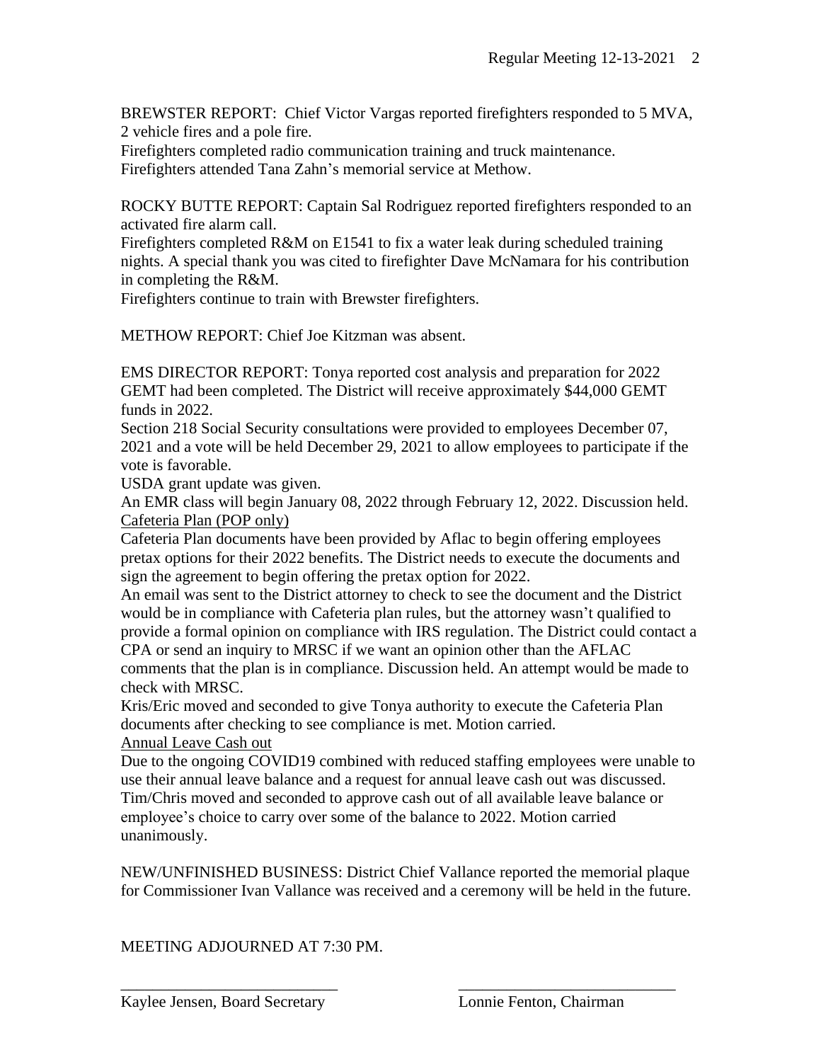BREWSTER REPORT: Chief Victor Vargas reported firefighters responded to 5 MVA, 2 vehicle fires and a pole fire.
Firefighters completed radio communication training and truck maintenance.
Firefighters attended Tana Zahn's memorial service at Methow.

ROCKY BUTTE REPORT: Captain Sal Rodriguez reported firefighters responded to an activated fire alarm call.
Firefighters completed R&M on E1541 to fix a water leak during scheduled training nights. A special thank you was cited to firefighter Dave McNamara for his contribution in completing the R&M.
Firefighters continue to train with Brewster firefighters.

METHOW REPORT: Chief Joe Kitzman was absent.

EMS DIRECTOR REPORT: Tonya reported cost analysis and preparation for 2022 GEMT had been completed. The District will receive approximately $44,000 GEMT funds in 2022.
Section 218 Social Security consultations were provided to employees December 07, 2021 and a vote will be held December 29, 2021 to allow employees to participate if the vote is favorable.
USDA grant update was given.
An EMR class will begin January 08, 2022 through February 12, 2022. Discussion held.
<u>Cafeteria Plan (POP only)</u>
Cafeteria Plan documents have been provided by Aflac to begin offering employees pretax options for their 2022 benefits. The District needs to execute the documents and sign the agreement to begin offering the pretax option for 2022.
An email was sent to the District attorney to check to see the document and the District would be in compliance with Cafeteria plan rules, but the attorney wasn't qualified to provide a formal opinion on compliance with IRS regulation. The District could contact a CPA or send an inquiry to MRSC if we want an opinion other than the AFLAC comments that the plan is in compliance. Discussion held. An attempt would be made to check with MRSC.
Kris/Eric moved and seconded to give Tonya authority to execute the Cafeteria Plan documents after checking to see compliance is met. Motion carried.
<u>Annual Leave Cash out</u>
Due to the ongoing COVID19 combined with reduced staffing employees were unable to use their annual leave balance and a request for annual leave cash out was discussed.
Tim/Chris moved and seconded to approve cash out of all available leave balance or employee's choice to carry over some of the balance to 2022. Motion carried unanimously.

NEW/UNFINISHED BUSINESS: District Chief Vallance reported the memorial plaque for Commissioner Ivan Vallance was received and a ceremony will be held in the future.

MEETING ADJOURNED AT 7:30 PM.

\_\_\_\_\_\_\_\_\_\_\_\_\_\_\_\_\_\_\_\_\_\_\_\_\_\_\_ \_\_\_\_\_\_\_\_\_\_\_\_\_\_\_\_\_\_\_\_\_\_\_\_\_\_\_

Kaylee Jensen, Board Secretary Lonnie Fenton, Chairman